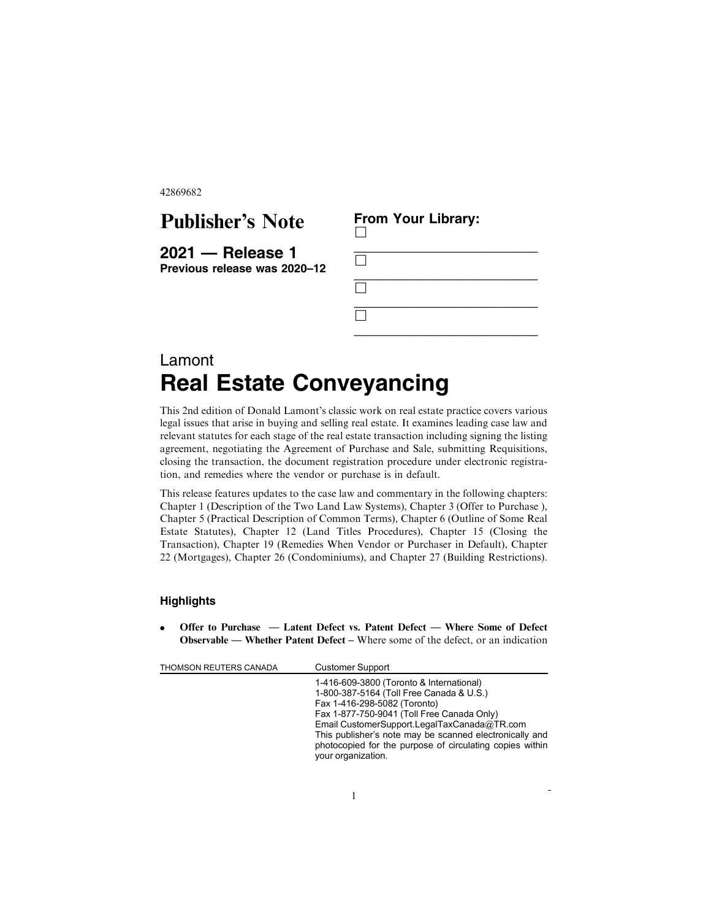42869682

# Publisher's Note

**2021 — Release 1**
**Previous release was 2020–12**

**From Your Library:**

- ☐ ____________________________
- ☐ ____________________________
- ☐ ____________________________
- ☐ ____________________________

Lamont

# Real Estate Conveyancing

This 2nd edition of Donald Lamont's classic work on real estate practice covers various legal issues that arise in buying and selling real estate. It examines leading case law and relevant statutes for each stage of the real estate transaction including signing the listing agreement, negotiating the Agreement of Purchase and Sale, submitting Requisitions, closing the transaction, the document registration procedure under electronic registration, and remedies where the vendor or purchase is in default.

This release features updates to the case law and commentary in the following chapters: Chapter 1 (Description of the Two Land Law Systems), Chapter 3 (Offer to Purchase ), Chapter 5 (Practical Description of Common Terms), Chapter 6 (Outline of Some Real Estate Statutes), Chapter 12 (Land Titles Procedures), Chapter 15 (Closing the Transaction), Chapter 19 (Remedies When Vendor or Purchaser in Default), Chapter 22 (Mortgages), Chapter 26 (Condominiums), and Chapter 27 (Building Restrictions).

### Highlights

- **Offer to Purchase — Latent Defect vs. Patent Defect — Where Some of Defect Observable — Whether Patent Defect** – Where some of the defect, or an indication

THOMSON REUTERS CANADA

Customer Support

1-416-609-3800 (Toronto & International)
1-800-387-5164 (Toll Free Canada & U.S.)
Fax 1-416-298-5082 (Toronto)
Fax 1-877-750-9041 (Toll Free Canada Only)
Email CustomerSupport.LegalTaxCanada@TR.com
This publisher's note may be scanned electronically and photocopied for the purpose of circulating copies within your organization.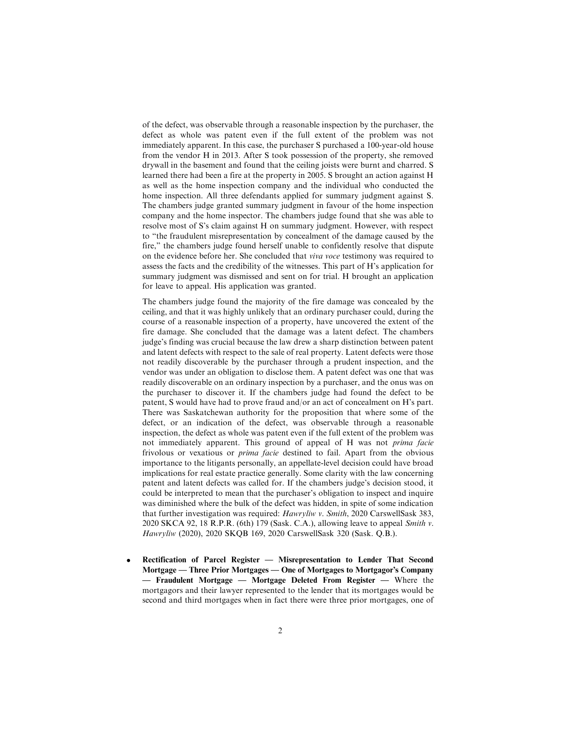of the defect, was observable through a reasonable inspection by the purchaser, the defect as whole was patent even if the full extent of the problem was not immediately apparent. In this case, the purchaser S purchased a 100-year-old house from the vendor H in 2013. After S took possession of the property, she removed drywall in the basement and found that the ceiling joists were burnt and charred. S learned there had been a fire at the property in 2005. S brought an action against H as well as the home inspection company and the individual who conducted the home inspection. All three defendants applied for summary judgment against S. The chambers judge granted summary judgment in favour of the home inspection company and the home inspector. The chambers judge found that she was able to resolve most of S's claim against H on summary judgment. However, with respect to "the fraudulent misrepresentation by concealment of the damage caused by the fire," the chambers judge found herself unable to confidently resolve that dispute on the evidence before her. She concluded that *viva voce* testimony was required to assess the facts and the credibility of the witnesses. This part of H's application for summary judgment was dismissed and sent on for trial. H brought an application for leave to appeal. His application was granted.

The chambers judge found the majority of the fire damage was concealed by the ceiling, and that it was highly unlikely that an ordinary purchaser could, during the course of a reasonable inspection of a property, have uncovered the extent of the fire damage. She concluded that the damage was a latent defect. The chambers judge's finding was crucial because the law drew a sharp distinction between patent and latent defects with respect to the sale of real property. Latent defects were those not readily discoverable by the purchaser through a prudent inspection, and the vendor was under an obligation to disclose them. A patent defect was one that was readily discoverable on an ordinary inspection by a purchaser, and the onus was on the purchaser to discover it. If the chambers judge had found the defect to be patent, S would have had to prove fraud and/or an act of concealment on H's part. There was Saskatchewan authority for the proposition that where some of the defect, or an indication of the defect, was observable through a reasonable inspection, the defect as whole was patent even if the full extent of the problem was not immediately apparent. This ground of appeal of H was not *prima facie* frivolous or vexatious or *prima facie* destined to fail. Apart from the obvious importance to the litigants personally, an appellate-level decision could have broad implications for real estate practice generally. Some clarity with the law concerning patent and latent defects was called for. If the chambers judge's decision stood, it could be interpreted to mean that the purchaser's obligation to inspect and inquire was diminished where the bulk of the defect was hidden, in spite of some indication that further investigation was required: *Hawryliw v. Smith*, 2020 CarswellSask 383, 2020 SKCA 92, 18 R.P.R. (6th) 179 (Sask. C.A.), allowing leave to appeal *Smith v. Hawryliw* (2020), 2020 SKQB 169, 2020 CarswellSask 320 (Sask. Q.B.).

- **Rectification of Parcel Register — Misrepresentation to Lender That Second Mortgage — Three Prior Mortgages — One of Mortgages to Mortgagor's Company — Fraudulent Mortgage — Mortgage Deleted From Register —** Where the mortgagors and their lawyer represented to the lender that its mortgages would be second and third mortgages when in fact there were three prior mortgages, one of